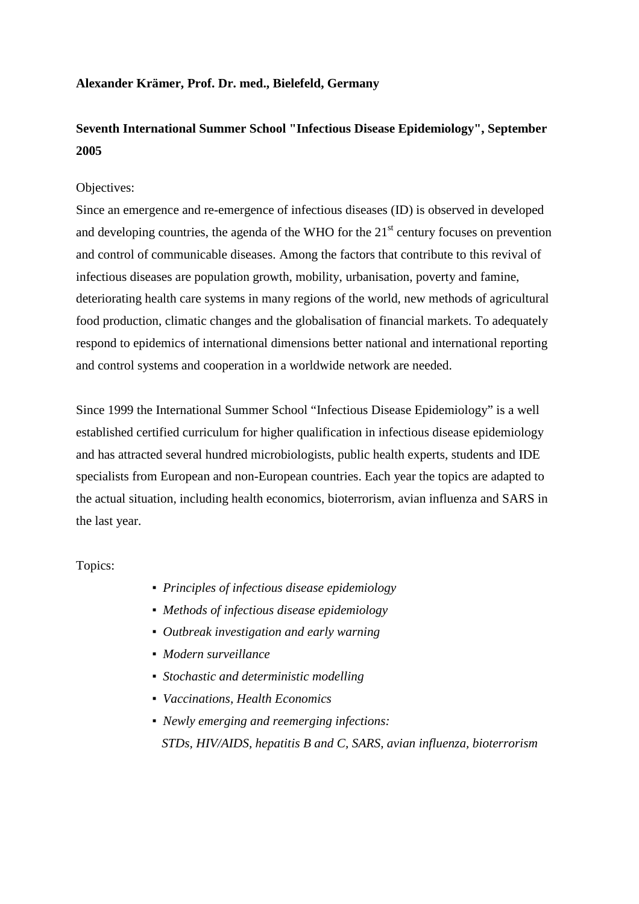**Alexander Krämer, Prof. Dr. med., Bielefeld, Germany**

**Seventh International Summer School "Infectious Disease Epidemiology", September 2005**

Objectives:

Since an emergence and re-emergence of infectious diseases (ID) is observed in developed and developing countries, the agenda of the WHO for the 21st century focuses on prevention and control of communicable diseases. Among the factors that contribute to this revival of infectious diseases are population growth, mobility, urbanisation, poverty and famine, deteriorating health care systems in many regions of the world, new methods of agricultural food production, climatic changes and the globalisation of financial markets. To adequately respond to epidemics of international dimensions better national and international reporting and control systems and cooperation in a worldwide network are needed.

Since 1999 the International Summer School "Infectious Disease Epidemiology" is a well established certified curriculum for higher qualification in infectious disease epidemiology and has attracted several hundred microbiologists, public health experts, students and IDE specialists from European and non-European countries. Each year the topics are adapted to the actual situation, including health economics, bioterrorism, avian influenza and SARS in the last year.

Topics:

- *Principles of infectious disease epidemiology*
- *Methods of infectious disease epidemiology*
- *Outbreak investigation and early warning*
- *Modern surveillance*
- *Stochastic and deterministic modelling*
- *Vaccinations, Health Economics*
- *Newly emerging and reemerging infections:*
  *STDs, HIV/AIDS, hepatitis B and C, SARS, avian influenza, bioterrorism*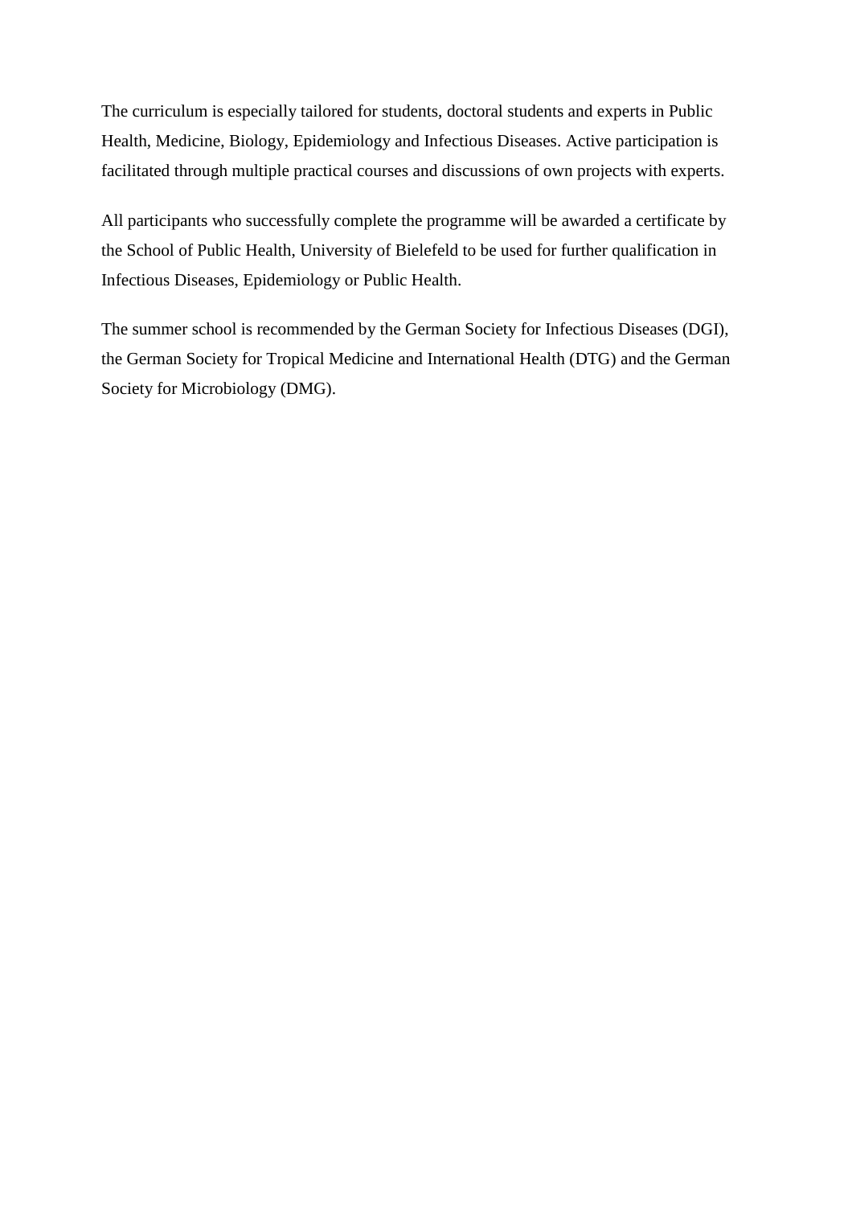The curriculum is especially tailored for students, doctoral students and experts in Public Health, Medicine, Biology, Epidemiology and Infectious Diseases. Active participation is facilitated through multiple practical courses and discussions of own projects with experts.

All participants who successfully complete the programme will be awarded a certificate by the School of Public Health, University of Bielefeld to be used for further qualification in Infectious Diseases, Epidemiology or Public Health.

The summer school is recommended by the German Society for Infectious Diseases (DGI), the German Society for Tropical Medicine and International Health (DTG) and the German Society for Microbiology (DMG).